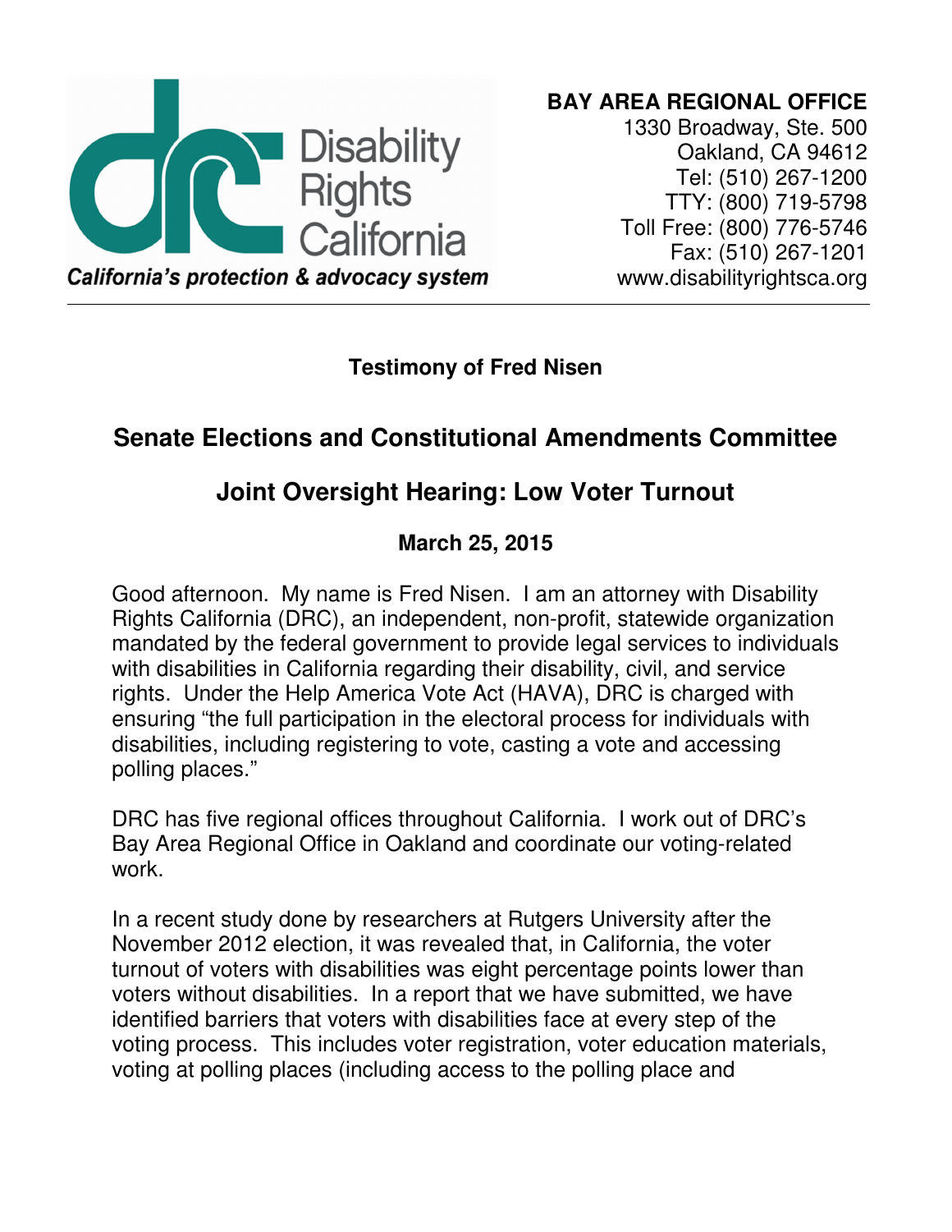Disability Rights California

*California's protection & advocacy system*

**BAY AREA REGIONAL OFFICE**
1330 Broadway, Ste. 500
Oakland, CA 94612
Tel: (510) 267-1200
TTY: (800) 719-5798
Toll Free: (800) 776-5746
Fax: (510) 267-1201
www.disabilityrightsca.org

---

**Testimony of Fred Nisen**

## Senate Elections and Constitutional Amendments Committee

## Joint Oversight Hearing: Low Voter Turnout

**March 25, 2015**

Good afternoon. My name is Fred Nisen. I am an attorney with Disability Rights California (DRC), an independent, non-profit, statewide organization mandated by the federal government to provide legal services to individuals with disabilities in California regarding their disability, civil, and service rights. Under the Help America Vote Act (HAVA), DRC is charged with ensuring "the full participation in the electoral process for individuals with disabilities, including registering to vote, casting a vote and accessing polling places."

DRC has five regional offices throughout California. I work out of DRC's Bay Area Regional Office in Oakland and coordinate our voting-related work.

In a recent study done by researchers at Rutgers University after the November 2012 election, it was revealed that, in California, the voter turnout of voters with disabilities was eight percentage points lower than voters without disabilities. In a report that we have submitted, we have identified barriers that voters with disabilities face at every step of the voting process. This includes voter registration, voter education materials, voting at polling places (including access to the polling place and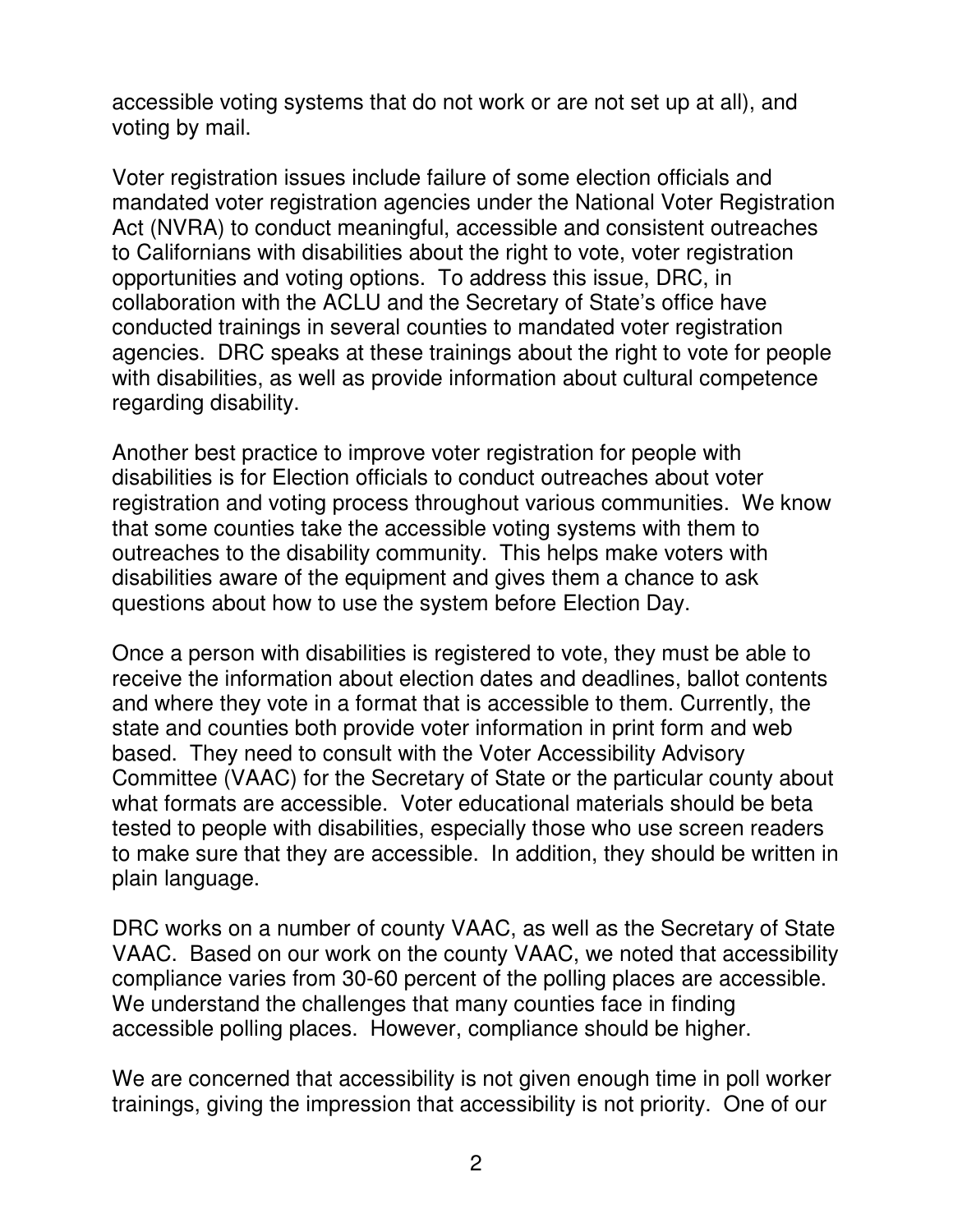accessible voting systems that do not work or are not set up at all), and voting by mail.

Voter registration issues include failure of some election officials and mandated voter registration agencies under the National Voter Registration Act (NVRA) to conduct meaningful, accessible and consistent outreaches to Californians with disabilities about the right to vote, voter registration opportunities and voting options. To address this issue, DRC, in collaboration with the ACLU and the Secretary of State's office have conducted trainings in several counties to mandated voter registration agencies. DRC speaks at these trainings about the right to vote for people with disabilities, as well as provide information about cultural competence regarding disability.

Another best practice to improve voter registration for people with disabilities is for Election officials to conduct outreaches about voter registration and voting process throughout various communities. We know that some counties take the accessible voting systems with them to outreaches to the disability community. This helps make voters with disabilities aware of the equipment and gives them a chance to ask questions about how to use the system before Election Day.

Once a person with disabilities is registered to vote, they must be able to receive the information about election dates and deadlines, ballot contents and where they vote in a format that is accessible to them. Currently, the state and counties both provide voter information in print form and web based. They need to consult with the Voter Accessibility Advisory Committee (VAAC) for the Secretary of State or the particular county about what formats are accessible. Voter educational materials should be beta tested to people with disabilities, especially those who use screen readers to make sure that they are accessible. In addition, they should be written in plain language.

DRC works on a number of county VAAC, as well as the Secretary of State VAAC. Based on our work on the county VAAC, we noted that accessibility compliance varies from 30-60 percent of the polling places are accessible. We understand the challenges that many counties face in finding accessible polling places. However, compliance should be higher.

We are concerned that accessibility is not given enough time in poll worker trainings, giving the impression that accessibility is not priority. One of our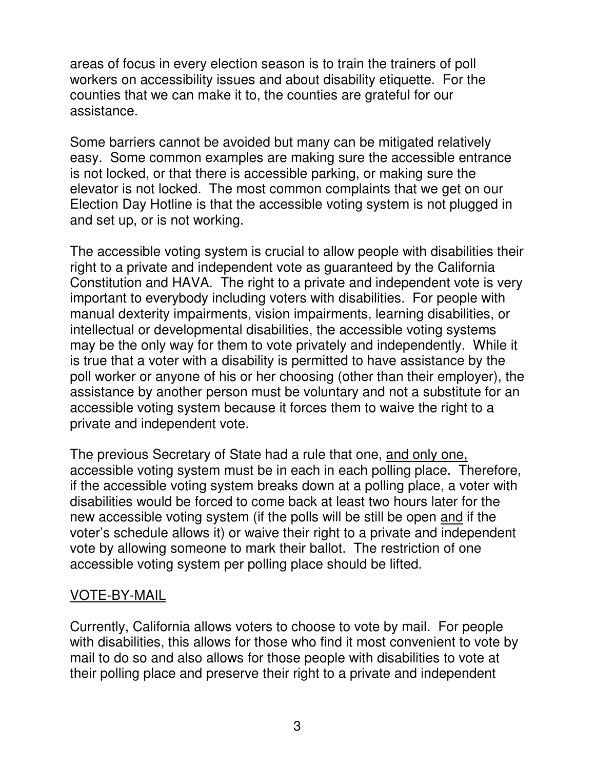areas of focus in every election season is to train the trainers of poll workers on accessibility issues and about disability etiquette. For the counties that we can make it to, the counties are grateful for our assistance.

Some barriers cannot be avoided but many can be mitigated relatively easy. Some common examples are making sure the accessible entrance is not locked, or that there is accessible parking, or making sure the elevator is not locked. The most common complaints that we get on our Election Day Hotline is that the accessible voting system is not plugged in and set up, or is not working.

The accessible voting system is crucial to allow people with disabilities their right to a private and independent vote as guaranteed by the California Constitution and HAVA. The right to a private and independent vote is very important to everybody including voters with disabilities. For people with manual dexterity impairments, vision impairments, learning disabilities, or intellectual or developmental disabilities, the accessible voting systems may be the only way for them to vote privately and independently. While it is true that a voter with a disability is permitted to have assistance by the poll worker or anyone of his or her choosing (other than their employer), the assistance by another person must be voluntary and not a substitute for an accessible voting system because it forces them to waive the right to a private and independent vote.

The previous Secretary of State had a rule that one, <u>and only one,</u> accessible voting system must be in each in each polling place. Therefore, if the accessible voting system breaks down at a polling place, a voter with disabilities would be forced to come back at least two hours later for the new accessible voting system (if the polls will be still be open <u>and</u> if the voter's schedule allows it) or waive their right to a private and independent vote by allowing someone to mark their ballot. The restriction of one accessible voting system per polling place should be lifted.

## <u>VOTE-BY-MAIL</u>

Currently, California allows voters to choose to vote by mail. For people with disabilities, this allows for those who find it most convenient to vote by mail to do so and also allows for those people with disabilities to vote at their polling place and preserve their right to a private and independent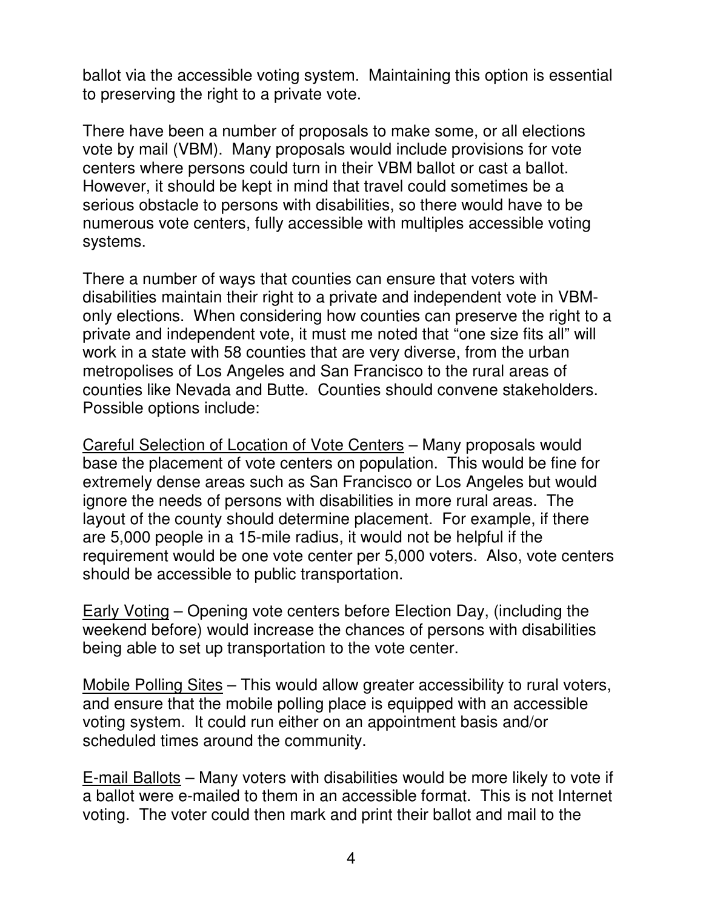ballot via the accessible voting system. Maintaining this option is essential to preserving the right to a private vote.

There have been a number of proposals to make some, or all elections vote by mail (VBM). Many proposals would include provisions for vote centers where persons could turn in their VBM ballot or cast a ballot. However, it should be kept in mind that travel could sometimes be a serious obstacle to persons with disabilities, so there would have to be numerous vote centers, fully accessible with multiples accessible voting systems.

There a number of ways that counties can ensure that voters with disabilities maintain their right to a private and independent vote in VBM-only elections. When considering how counties can preserve the right to a private and independent vote, it must me noted that "one size fits all" will work in a state with 58 counties that are very diverse, from the urban metropolises of Los Angeles and San Francisco to the rural areas of counties like Nevada and Butte. Counties should convene stakeholders. Possible options include:

<u>Careful Selection of Location of Vote Centers</u> – Many proposals would base the placement of vote centers on population. This would be fine for extremely dense areas such as San Francisco or Los Angeles but would ignore the needs of persons with disabilities in more rural areas. The layout of the county should determine placement. For example, if there are 5,000 people in a 15-mile radius, it would not be helpful if the requirement would be one vote center per 5,000 voters. Also, vote centers should be accessible to public transportation.

<u>Early Voting</u> – Opening vote centers before Election Day, (including the weekend before) would increase the chances of persons with disabilities being able to set up transportation to the vote center.

<u>Mobile Polling Sites</u> – This would allow greater accessibility to rural voters, and ensure that the mobile polling place is equipped with an accessible voting system. It could run either on an appointment basis and/or scheduled times around the community.

<u>E-mail Ballots</u> – Many voters with disabilities would be more likely to vote if a ballot were e-mailed to them in an accessible format. This is not Internet voting. The voter could then mark and print their ballot and mail to the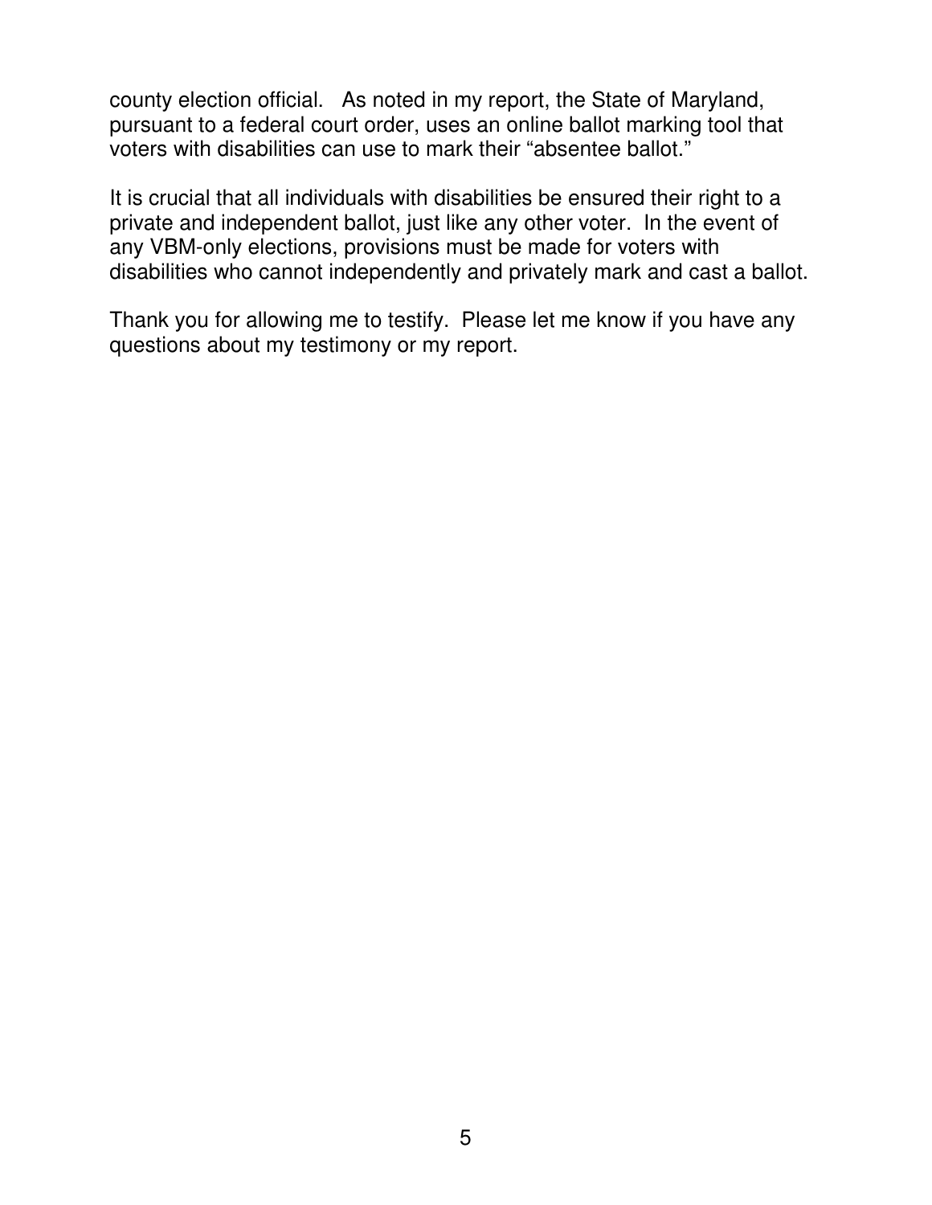county election official. As noted in my report, the State of Maryland, pursuant to a federal court order, uses an online ballot marking tool that voters with disabilities can use to mark their "absentee ballot."

It is crucial that all individuals with disabilities be ensured their right to a private and independent ballot, just like any other voter. In the event of any VBM-only elections, provisions must be made for voters with disabilities who cannot independently and privately mark and cast a ballot.

Thank you for allowing me to testify. Please let me know if you have any questions about my testimony or my report.